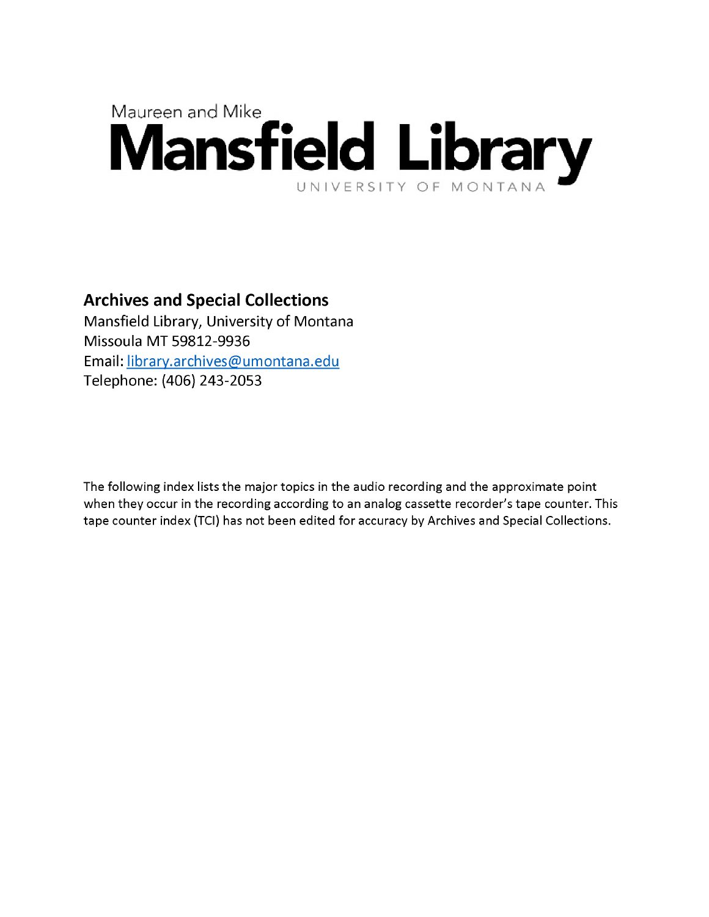Maureen and Mike

# Mansfield Library

UNIVERSITY OF MONTANA

**Archives and Special Collections**
Mansfield Library, University of Montana
Missoula MT 59812-9936
Email: library.archives@umontana.edu
Telephone: (406) 243-2053

The following index lists the major topics in the audio recording and the approximate point when they occur in the recording according to an analog cassette recorder's tape counter. This tape counter index (TCI) has not been edited for accuracy by Archives and Special Collections.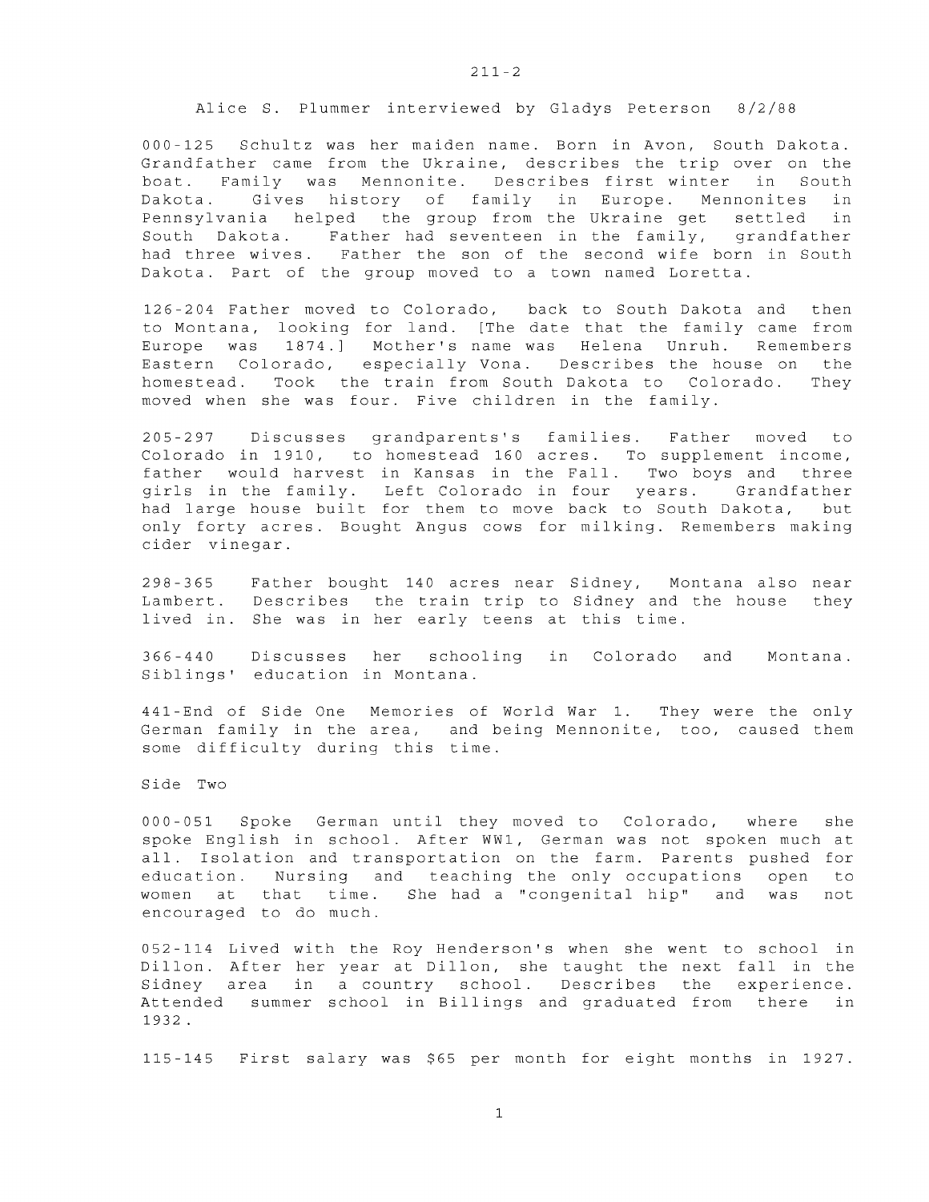211-2

Alice S. Plummer interviewed by Gladys Peterson 8/2/88

000-125 Schultz was her maiden name. Born in Avon, South Dakota. Grandfather came from the Ukraine, describes the trip over on the boat. Family was Mennonite. Describes first winter in South Dakota. Gives history of family in Europe. Mennonites in Pennsylvania helped the group from the Ukraine get settled in South Dakota. Father had seventeen in the family, grandfather had three wives. Father the son of the second wife born in South Dakota. Part of the group moved to a town named Loretta.

126-204 Father moved to Colorado, back to South Dakota and then to Montana, looking for land. [The date that the family came from Europe was 1874.] Mother's name was Helena Unruh. Remembers Eastern Colorado, especially Vona. Describes the house on the homestead. Took the train from South Dakota to Colorado. They moved when she was four. Five children in the family.

205-297 Discusses grandparents's families. Father moved to Colorado in 1910, to homestead 160 acres. To supplement income, father would harvest in Kansas in the Fall. Two boys and three girls in the family. Left Colorado in four years. Grandfather had large house built for them to move back to South Dakota, but only forty acres. Bought Angus cows for milking. Remembers making cider vinegar.

298-365 Father bought 140 acres near Sidney, Montana also near Lambert. Describes the train trip to Sidney and the house they lived in. She was in her early teens at this time.

366-440 Discusses her schooling in Colorado and Montana. Siblings' education in Montana.

441-End of Side One Memories of World War 1. They were the only German family in the area, and being Mennonite, too, caused them some difficulty during this time.

Side Two

000-051 Spoke German until they moved to Colorado, where she spoke English in school. After WW1, German was not spoken much at all. Isolation and transportation on the farm. Parents pushed for education. Nursing and teaching the only occupations open to women at that time. She had a "congenital hip" and was not encouraged to do much.

052-114 Lived with the Roy Henderson's when she went to school in Dillon. After her year at Dillon, she taught the next fall in the Sidney area in a country school. Describes the experience. Attended summer school in Billings and graduated from there in 1932.

115-145 First salary was $65 per month for eight months in 1927.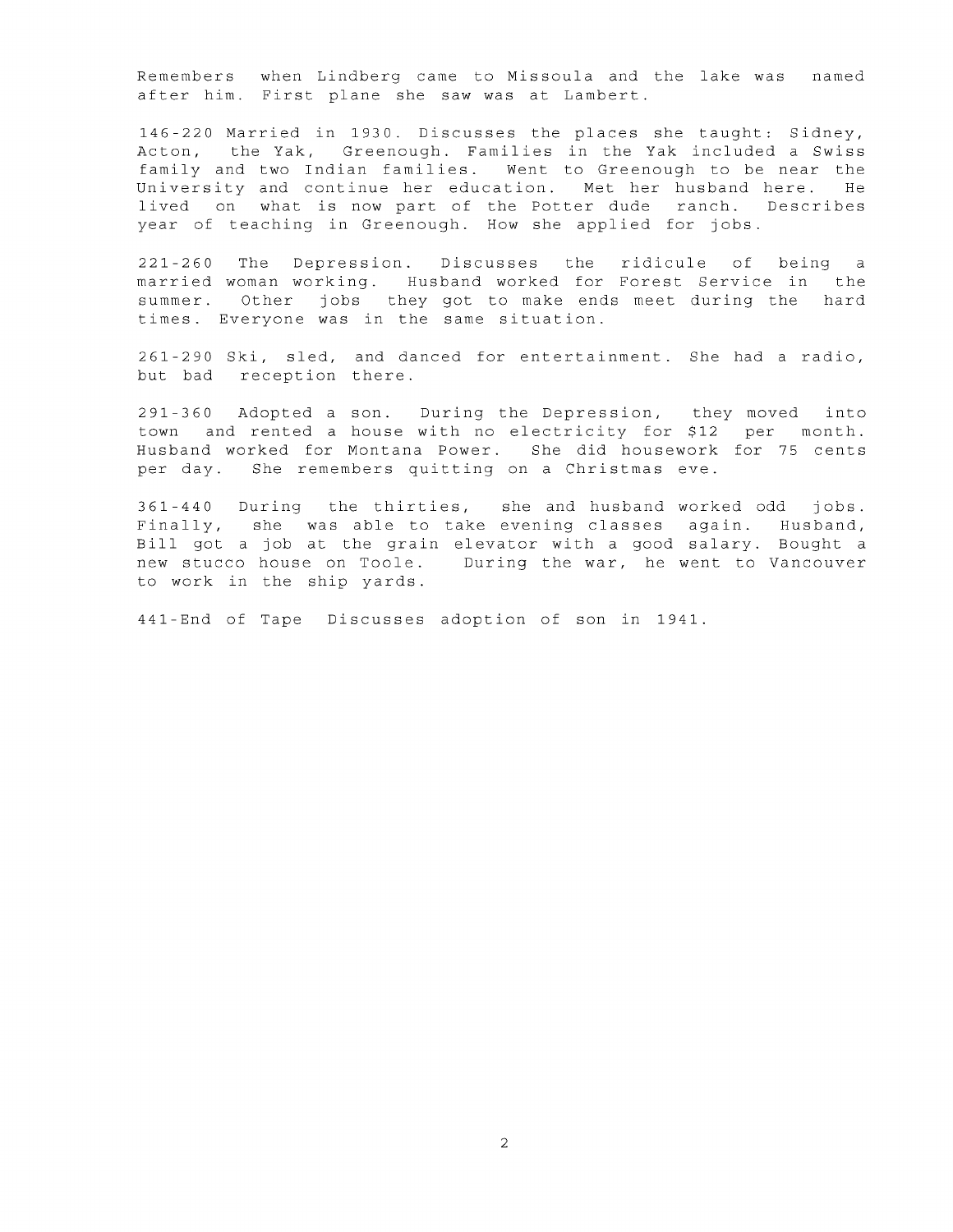Remembers when Lindberg came to Missoula and the lake was named after him. First plane she saw was at Lambert.

146-220 Married in 1930. Discusses the places she taught: Sidney, Acton, the Yak, Greenough. Families in the Yak included a Swiss family and two Indian families. Went to Greenough to be near the University and continue her education. Met her husband here. He lived on what is now part of the Potter dude ranch. Describes year of teaching in Greenough. How she applied for jobs.

221-260 The Depression. Discusses the ridicule of being a married woman working. Husband worked for Forest Service in the summer. Other jobs they got to make ends meet during the hard times. Everyone was in the same situation.

261-290 Ski, sled, and danced for entertainment. She had a radio, but bad reception there.

291-360 Adopted a son. During the Depression, they moved into town and rented a house with no electricity for $12 per month. Husband worked for Montana Power. She did housework for 75 cents per day. She remembers quitting on a Christmas eve.

361-440 During the thirties, she and husband worked odd jobs. Finally, she was able to take evening classes again. Husband, Bill got a job at the grain elevator with a good salary. Bought a new stucco house on Toole. During the war, he went to Vancouver to work in the ship yards.

441-End of Tape Discusses adoption of son in 1941.